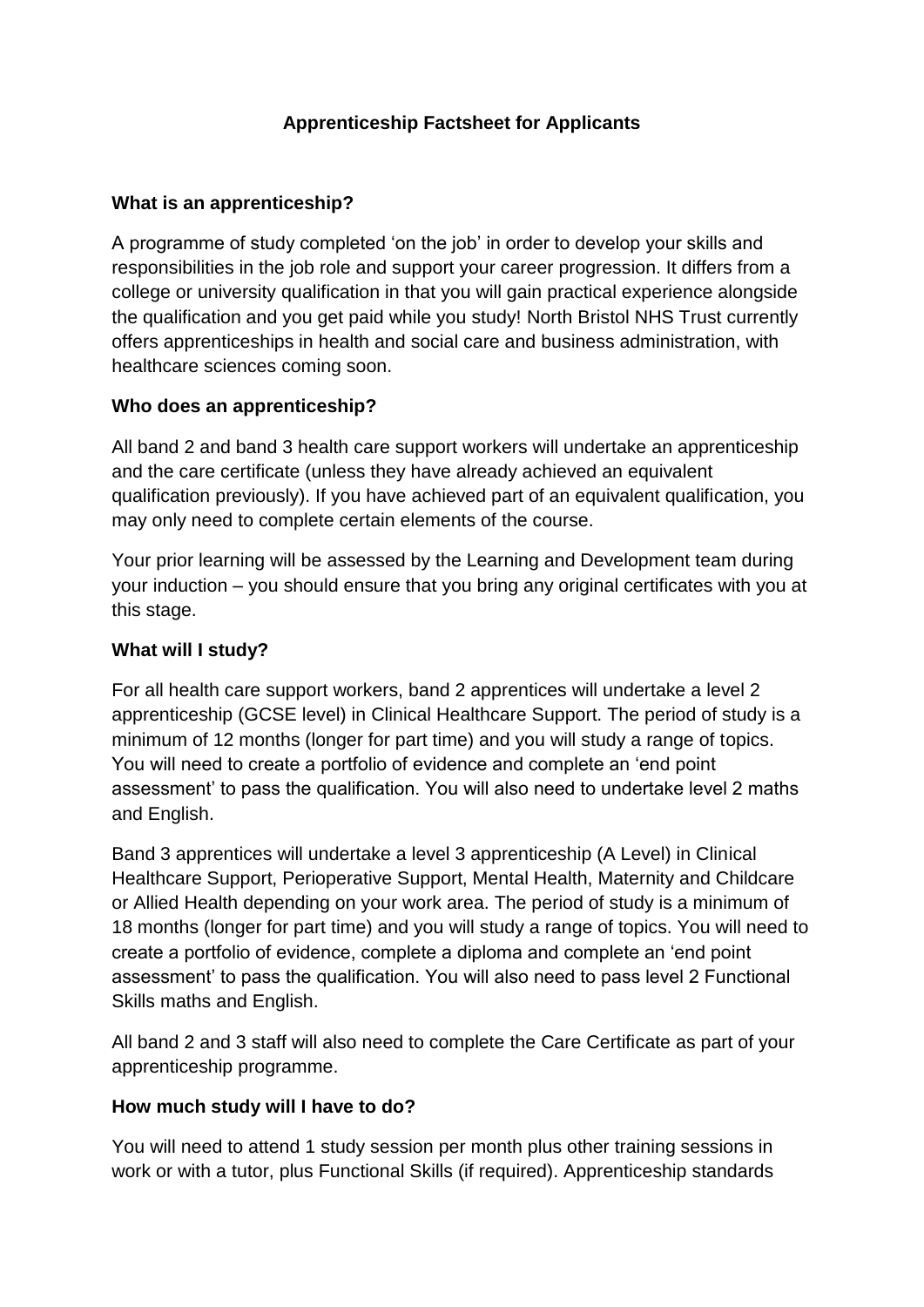# Apprenticeship Factsheet for Applicants

## What is an apprenticeship?

A programme of study completed 'on the job' in order to develop your skills and responsibilities in the job role and support your career progression. It differs from a college or university qualification in that you will gain practical experience alongside the qualification and you get paid while you study! North Bristol NHS Trust currently offers apprenticeships in health and social care and business administration, with healthcare sciences coming soon.

## Who does an apprenticeship?

All band 2 and band 3 health care support workers will undertake an apprenticeship and the care certificate (unless they have already achieved an equivalent qualification previously). If you have achieved part of an equivalent qualification, you may only need to complete certain elements of the course.

Your prior learning will be assessed by the Learning and Development team during your induction – you should ensure that you bring any original certificates with you at this stage.

## What will I study?

For all health care support workers, band 2 apprentices will undertake a level 2 apprenticeship (GCSE level) in Clinical Healthcare Support. The period of study is a minimum of 12 months (longer for part time) and you will study a range of topics. You will need to create a portfolio of evidence and complete an 'end point assessment' to pass the qualification. You will also need to undertake level 2 maths and English.

Band 3 apprentices will undertake a level 3 apprenticeship (A Level) in Clinical Healthcare Support, Perioperative Support, Mental Health, Maternity and Childcare or Allied Health depending on your work area. The period of study is a minimum of 18 months (longer for part time) and you will study a range of topics. You will need to create a portfolio of evidence, complete a diploma and complete an 'end point assessment' to pass the qualification. You will also need to pass level 2 Functional Skills maths and English.

All band 2 and 3 staff will also need to complete the Care Certificate as part of your apprenticeship programme.

## How much study will I have to do?

You will need to attend 1 study session per month plus other training sessions in work or with a tutor, plus Functional Skills (if required). Apprenticeship standards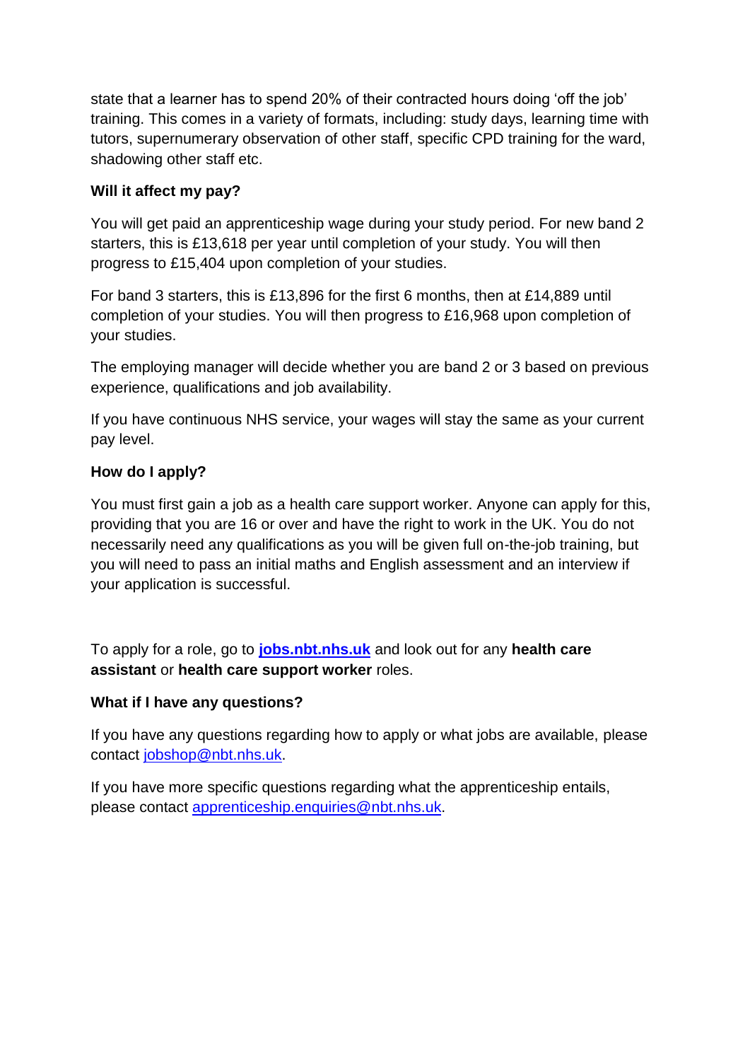state that a learner has to spend 20% of their contracted hours doing 'off the job' training. This comes in a variety of formats, including: study days, learning time with tutors, supernumerary observation of other staff, specific CPD training for the ward, shadowing other staff etc.

**Will it affect my pay?**

You will get paid an apprenticeship wage during your study period. For new band 2 starters, this is £13,618 per year until completion of your study. You will then progress to £15,404 upon completion of your studies.

For band 3 starters, this is £13,896 for the first 6 months, then at £14,889 until completion of your studies. You will then progress to £16,968 upon completion of your studies.

The employing manager will decide whether you are band 2 or 3 based on previous experience, qualifications and job availability.

If you have continuous NHS service, your wages will stay the same as your current pay level.

**How do I apply?**

You must first gain a job as a health care support worker. Anyone can apply for this, providing that you are 16 or over and have the right to work in the UK. You do not necessarily need any qualifications as you will be given full on-the-job training, but you will need to pass an initial maths and English assessment and an interview if your application is successful.

To apply for a role, go to **jobs.nbt.nhs.uk** and look out for any **health care assistant** or **health care support worker** roles.

**What if I have any questions?**

If you have any questions regarding how to apply or what jobs are available, please contact jobshop@nbt.nhs.uk.

If you have more specific questions regarding what the apprenticeship entails, please contact apprenticeship.enquiries@nbt.nhs.uk.